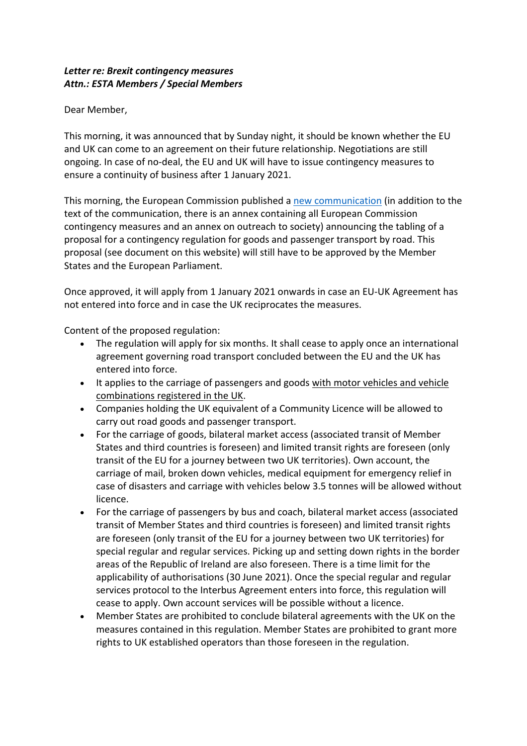***Letter re: Brexit contingency measures***
***Attn.: ESTA Members / Special Members***

Dear Member,

This morning, it was announced that by Sunday night, it should be known whether the EU and UK can come to an agreement on their future relationship. Negotiations are still ongoing. In case of no-deal, the EU and UK will have to issue contingency measures to ensure a continuity of business after 1 January 2021.

This morning, the European Commission published a new communication (in addition to the text of the communication, there is an annex containing all European Commission contingency measures and an annex on outreach to society) announcing the tabling of a proposal for a contingency regulation for goods and passenger transport by road. This proposal (see document on this website) will still have to be approved by the Member States and the European Parliament.

Once approved, it will apply from 1 January 2021 onwards in case an EU-UK Agreement has not entered into force and in case the UK reciprocates the measures.

Content of the proposed regulation:

- The regulation will apply for six months. It shall cease to apply once an international agreement governing road transport concluded between the EU and the UK has entered into force.
- It applies to the carriage of passengers and goods with motor vehicles and vehicle combinations registered in the UK.
- Companies holding the UK equivalent of a Community Licence will be allowed to carry out road goods and passenger transport.
- For the carriage of goods, bilateral market access (associated transit of Member States and third countries is foreseen) and limited transit rights are foreseen (only transit of the EU for a journey between two UK territories). Own account, the carriage of mail, broken down vehicles, medical equipment for emergency relief in case of disasters and carriage with vehicles below 3.5 tonnes will be allowed without licence.
- For the carriage of passengers by bus and coach, bilateral market access (associated transit of Member States and third countries is foreseen) and limited transit rights are foreseen (only transit of the EU for a journey between two UK territories) for special regular and regular services. Picking up and setting down rights in the border areas of the Republic of Ireland are also foreseen. There is a time limit for the applicability of authorisations (30 June 2021). Once the special regular and regular services protocol to the Interbus Agreement enters into force, this regulation will cease to apply. Own account services will be possible without a licence.
- Member States are prohibited to conclude bilateral agreements with the UK on the measures contained in this regulation. Member States are prohibited to grant more rights to UK established operators than those foreseen in the regulation.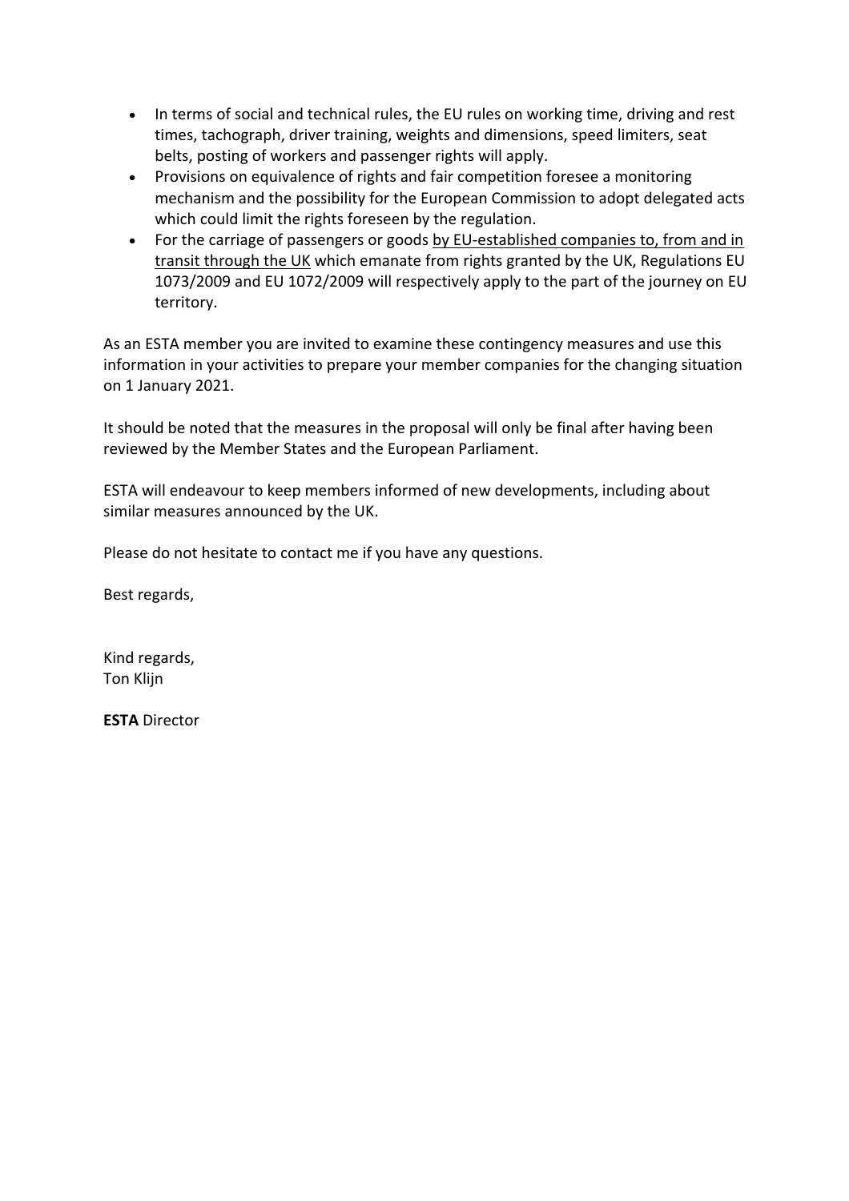- In terms of social and technical rules, the EU rules on working time, driving and rest times, tachograph, driver training, weights and dimensions, speed limiters, seat belts, posting of workers and passenger rights will apply.
- Provisions on equivalence of rights and fair competition foresee a monitoring mechanism and the possibility for the European Commission to adopt delegated acts which could limit the rights foreseen by the regulation.
- For the carriage of passengers or goods <u>by EU-established companies to, from and in transit through the UK</u> which emanate from rights granted by the UK, Regulations EU 1073/2009 and EU 1072/2009 will respectively apply to the part of the journey on EU territory.

As an ESTA member you are invited to examine these contingency measures and use this information in your activities to prepare your member companies for the changing situation on 1 January 2021.

It should be noted that the measures in the proposal will only be final after having been reviewed by the Member States and the European Parliament.

ESTA will endeavour to keep members informed of new developments, including about similar measures announced by the UK.

Please do not hesitate to contact me if you have any questions.

Best regards,

Kind regards,
Ton Klijn

**ESTA** Director